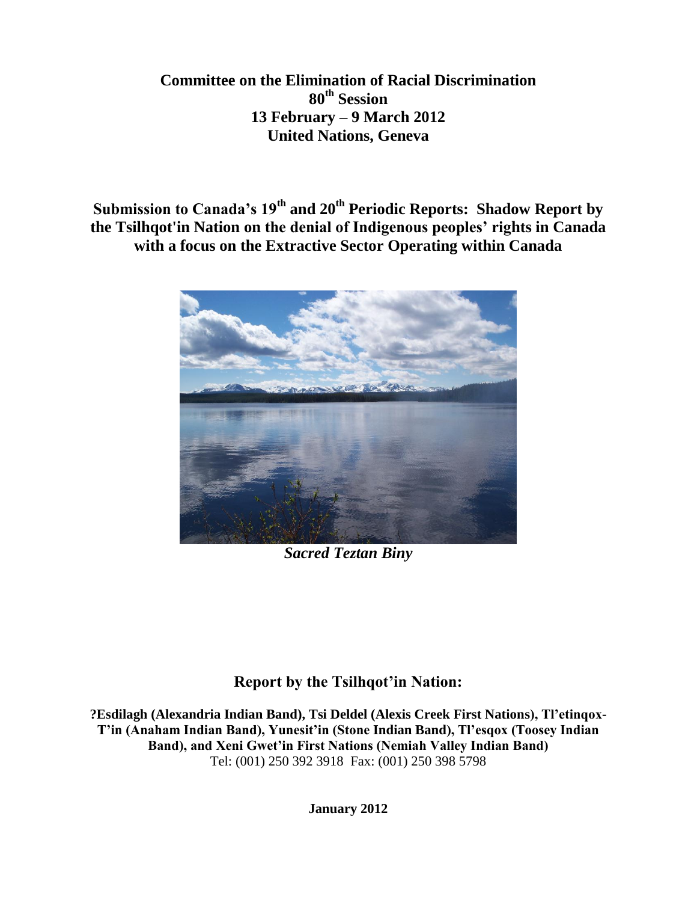**Committee on the Elimination of Racial Discrimination**
**80th Session**
**13 February – 9 March 2012**
**United Nations, Geneva**

# Submission to Canada's 19th and 20th Periodic Reports: Shadow Report by the Tsilhqot'in Nation on the denial of Indigenous peoples' rights in Canada with a focus on the Extractive Sector Operating within Canada

***Sacred Teztan Biny***

## Report by the Tsilhqot'in Nation:

**?Esdilagh (Alexandria Indian Band), Tsi Deldel (Alexis Creek First Nations), Tl'etinqox-T'in (Anaham Indian Band), Yunesit'in (Stone Indian Band), Tl'esqox (Toosey Indian Band), and Xeni Gwet'in First Nations (Nemiah Valley Indian Band)**
Tel: (001) 250 392 3918 Fax: (001) 250 398 5798

**January 2012**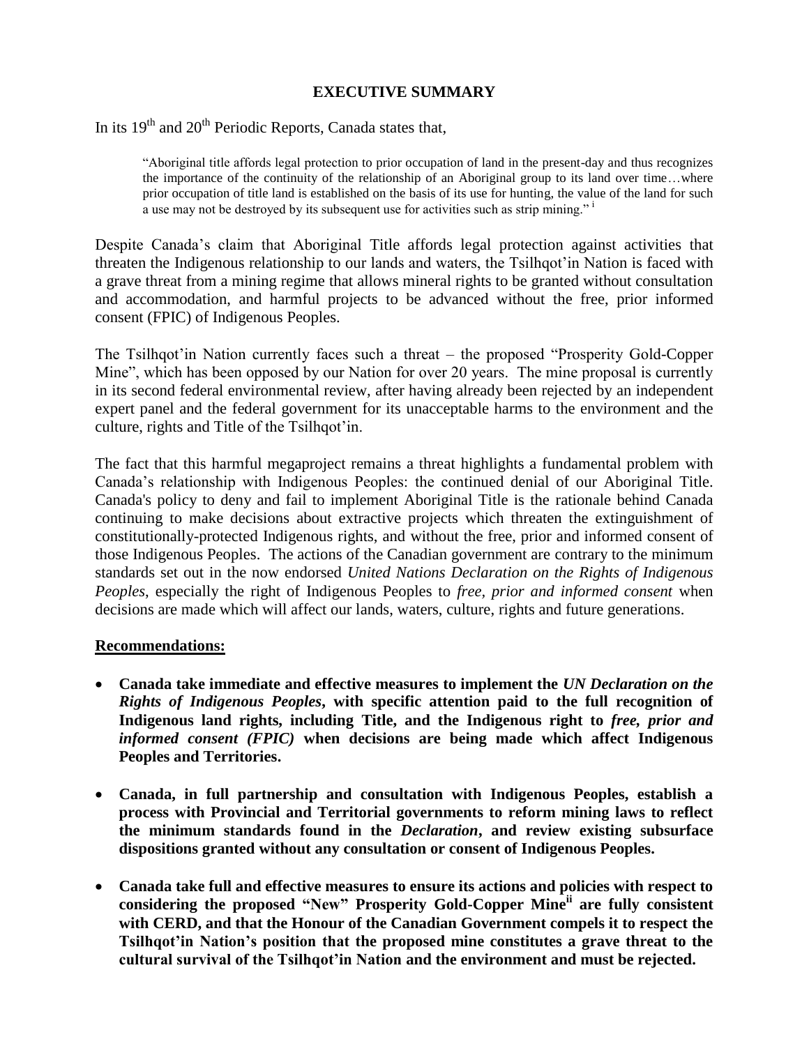# EXECUTIVE SUMMARY

In its 19th and 20th Periodic Reports, Canada states that,

> "Aboriginal title affords legal protection to prior occupation of land in the present-day and thus recognizes the importance of the continuity of the relationship of an Aboriginal group to its land over time…where prior occupation of title land is established on the basis of its use for hunting, the value of the land for such a use may not be destroyed by its subsequent use for activities such as strip mining." [i]

Despite Canada's claim that Aboriginal Title affords legal protection against activities that threaten the Indigenous relationship to our lands and waters, the Tsilhqot'in Nation is faced with a grave threat from a mining regime that allows mineral rights to be granted without consultation and accommodation, and harmful projects to be advanced without the free, prior informed consent (FPIC) of Indigenous Peoples.

The Tsilhqot'in Nation currently faces such a threat – the proposed "Prosperity Gold-Copper Mine", which has been opposed by our Nation for over 20 years. The mine proposal is currently in its second federal environmental review, after having already been rejected by an independent expert panel and the federal government for its unacceptable harms to the environment and the culture, rights and Title of the Tsilhqot'in.

The fact that this harmful megaproject remains a threat highlights a fundamental problem with Canada's relationship with Indigenous Peoples: the continued denial of our Aboriginal Title. Canada's policy to deny and fail to implement Aboriginal Title is the rationale behind Canada continuing to make decisions about extractive projects which threaten the extinguishment of constitutionally-protected Indigenous rights, and without the free, prior and informed consent of those Indigenous Peoples. The actions of the Canadian government are contrary to the minimum standards set out in the now endorsed *United Nations Declaration on the Rights of Indigenous Peoples*, especially the right of Indigenous Peoples to *free, prior and informed consent* when decisions are made which will affect our lands, waters, culture, rights and future generations.

**Recommendations:**

- **Canada take immediate and effective measures to implement the *UN Declaration on the Rights of Indigenous Peoples*, with specific attention paid to the full recognition of Indigenous land rights, including Title, and the Indigenous right to *free, prior and informed consent (FPIC)* when decisions are being made which affect Indigenous Peoples and Territories.**
- **Canada, in full partnership and consultation with Indigenous Peoples, establish a process with Provincial and Territorial governments to reform mining laws to reflect the minimum standards found in the *Declaration*, and review existing subsurface dispositions granted without any consultation or consent of Indigenous Peoples.**
- **Canada take full and effective measures to ensure its actions and policies with respect to considering the proposed "New" Prosperity Gold-Copper Mine[ii] are fully consistent with CERD, and that the Honour of the Canadian Government compels it to respect the Tsilhqot'in Nation's position that the proposed mine constitutes a grave threat to the cultural survival of the Tsilhqot'in Nation and the environment and must be rejected.**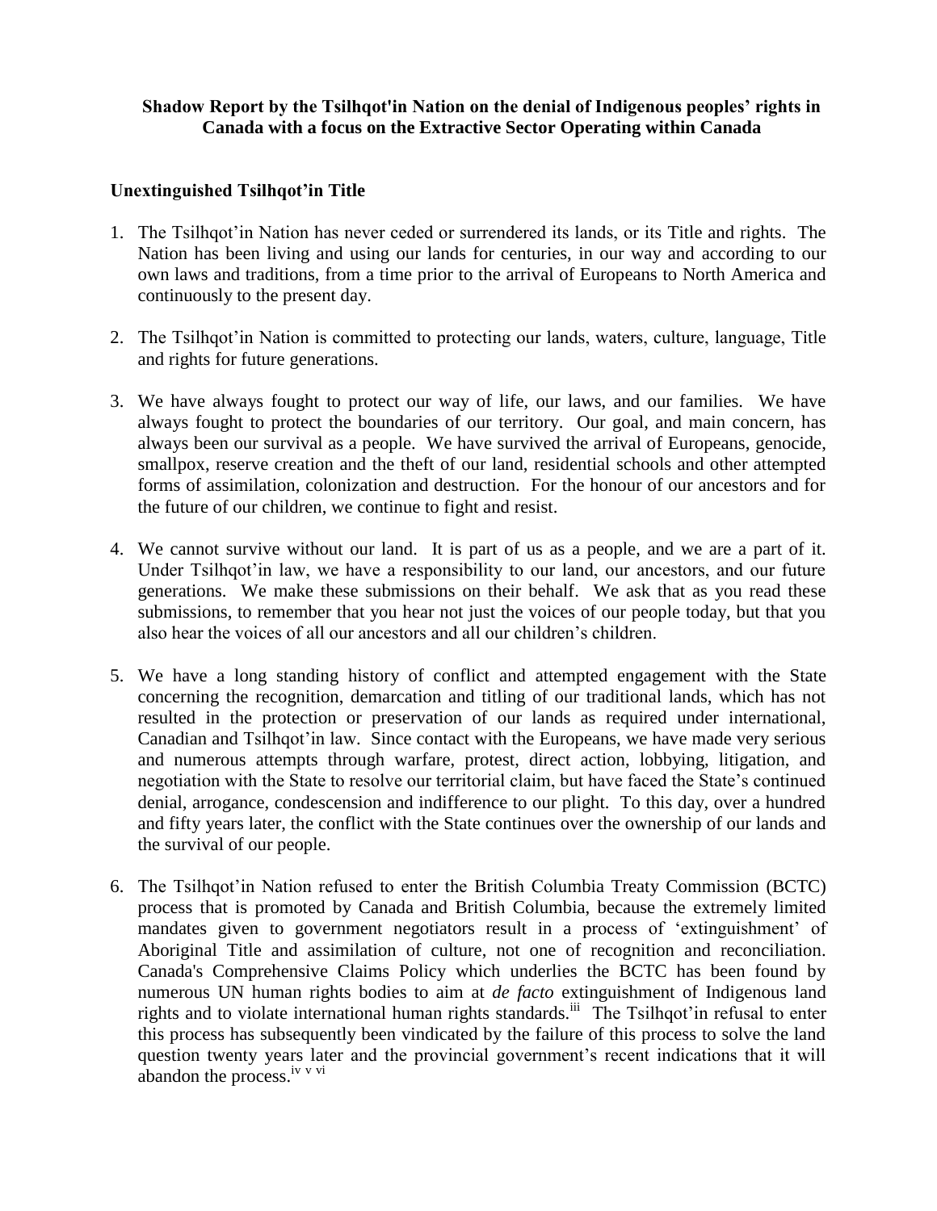**Shadow Report by the Tsilhqot'in Nation on the denial of Indigenous peoples' rights in Canada with a focus on the Extractive Sector Operating within Canada**

## Unextinguished Tsilhqot'in Title

1. The Tsilhqot'in Nation has never ceded or surrendered its lands, or its Title and rights. The Nation has been living and using our lands for centuries, in our way and according to our own laws and traditions, from a time prior to the arrival of Europeans to North America and continuously to the present day.

2. The Tsilhqot'in Nation is committed to protecting our lands, waters, culture, language, Title and rights for future generations.

3. We have always fought to protect our way of life, our laws, and our families. We have always fought to protect the boundaries of our territory. Our goal, and main concern, has always been our survival as a people. We have survived the arrival of Europeans, genocide, smallpox, reserve creation and the theft of our land, residential schools and other attempted forms of assimilation, colonization and destruction. For the honour of our ancestors and for the future of our children, we continue to fight and resist.

4. We cannot survive without our land. It is part of us as a people, and we are a part of it. Under Tsilhqot'in law, we have a responsibility to our land, our ancestors, and our future generations. We make these submissions on their behalf. We ask that as you read these submissions, to remember that you hear not just the voices of our people today, but that you also hear the voices of all our ancestors and all our children's children.

5. We have a long standing history of conflict and attempted engagement with the State concerning the recognition, demarcation and titling of our traditional lands, which has not resulted in the protection or preservation of our lands as required under international, Canadian and Tsilhqot'in law. Since contact with the Europeans, we have made very serious and numerous attempts through warfare, protest, direct action, lobbying, litigation, and negotiation with the State to resolve our territorial claim, but have faced the State's continued denial, arrogance, condescension and indifference to our plight. To this day, over a hundred and fifty years later, the conflict with the State continues over the ownership of our lands and the survival of our people.

6. The Tsilhqot'in Nation refused to enter the British Columbia Treaty Commission (BCTC) process that is promoted by Canada and British Columbia, because the extremely limited mandates given to government negotiators result in a process of 'extinguishment' of Aboriginal Title and assimilation of culture, not one of recognition and reconciliation. Canada's Comprehensive Claims Policy which underlies the BCTC has been found by numerous UN human rights bodies to aim at *de facto* extinguishment of Indigenous land rights and to violate international human rights standards.[iii] The Tsilhqot'in refusal to enter this process has subsequently been vindicated by the failure of this process to solve the land question twenty years later and the provincial government's recent indications that it will abandon the process.[iv v vi]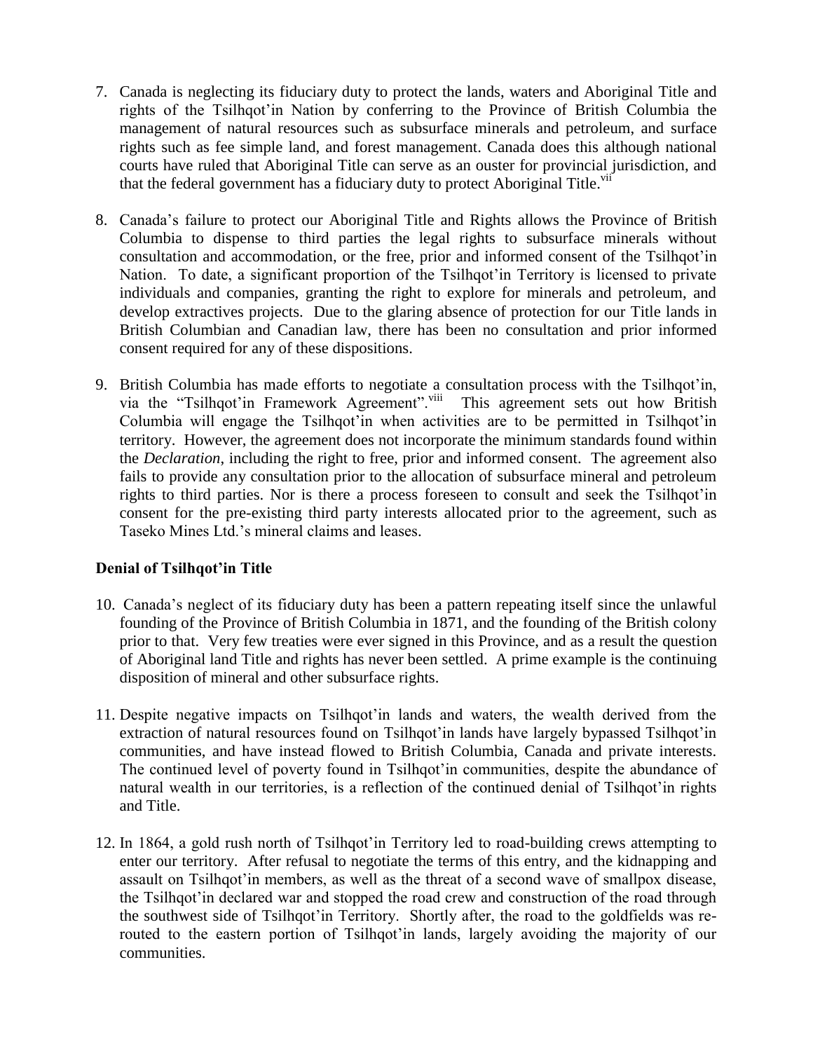7. Canada is neglecting its fiduciary duty to protect the lands, waters and Aboriginal Title and rights of the Tsilhqot'in Nation by conferring to the Province of British Columbia the management of natural resources such as subsurface minerals and petroleum, and surface rights such as fee simple land, and forest management. Canada does this although national courts have ruled that Aboriginal Title can serve as an ouster for provincial jurisdiction, and that the federal government has a fiduciary duty to protect Aboriginal Title.[vii]

8. Canada's failure to protect our Aboriginal Title and Rights allows the Province of British Columbia to dispense to third parties the legal rights to subsurface minerals without consultation and accommodation, or the free, prior and informed consent of the Tsilhqot'in Nation. To date, a significant proportion of the Tsilhqot'in Territory is licensed to private individuals and companies, granting the right to explore for minerals and petroleum, and develop extractives projects. Due to the glaring absence of protection for our Title lands in British Columbian and Canadian law, there has been no consultation and prior informed consent required for any of these dispositions.

9. British Columbia has made efforts to negotiate a consultation process with the Tsilhqot'in, via the "Tsilhqot'in Framework Agreement".[viii] This agreement sets out how British Columbia will engage the Tsilhqot'in when activities are to be permitted in Tsilhqot'in territory. However, the agreement does not incorporate the minimum standards found within the *Declaration*, including the right to free, prior and informed consent. The agreement also fails to provide any consultation prior to the allocation of subsurface mineral and petroleum rights to third parties. Nor is there a process foreseen to consult and seek the Tsilhqot'in consent for the pre-existing third party interests allocated prior to the agreement, such as Taseko Mines Ltd.'s mineral claims and leases.

**Denial of Tsilhqot'in Title**

10. Canada's neglect of its fiduciary duty has been a pattern repeating itself since the unlawful founding of the Province of British Columbia in 1871, and the founding of the British colony prior to that. Very few treaties were ever signed in this Province, and as a result the question of Aboriginal land Title and rights has never been settled. A prime example is the continuing disposition of mineral and other subsurface rights.

11. Despite negative impacts on Tsilhqot'in lands and waters, the wealth derived from the extraction of natural resources found on Tsilhqot'in lands have largely bypassed Tsilhqot'in communities, and have instead flowed to British Columbia, Canada and private interests. The continued level of poverty found in Tsilhqot'in communities, despite the abundance of natural wealth in our territories, is a reflection of the continued denial of Tsilhqot'in rights and Title.

12. In 1864, a gold rush north of Tsilhqot'in Territory led to road-building crews attempting to enter our territory. After refusal to negotiate the terms of this entry, and the kidnapping and assault on Tsilhqot'in members, as well as the threat of a second wave of smallpox disease, the Tsilhqot'in declared war and stopped the road crew and construction of the road through the southwest side of Tsilhqot'in Territory. Shortly after, the road to the goldfields was re-routed to the eastern portion of Tsilhqot'in lands, largely avoiding the majority of our communities.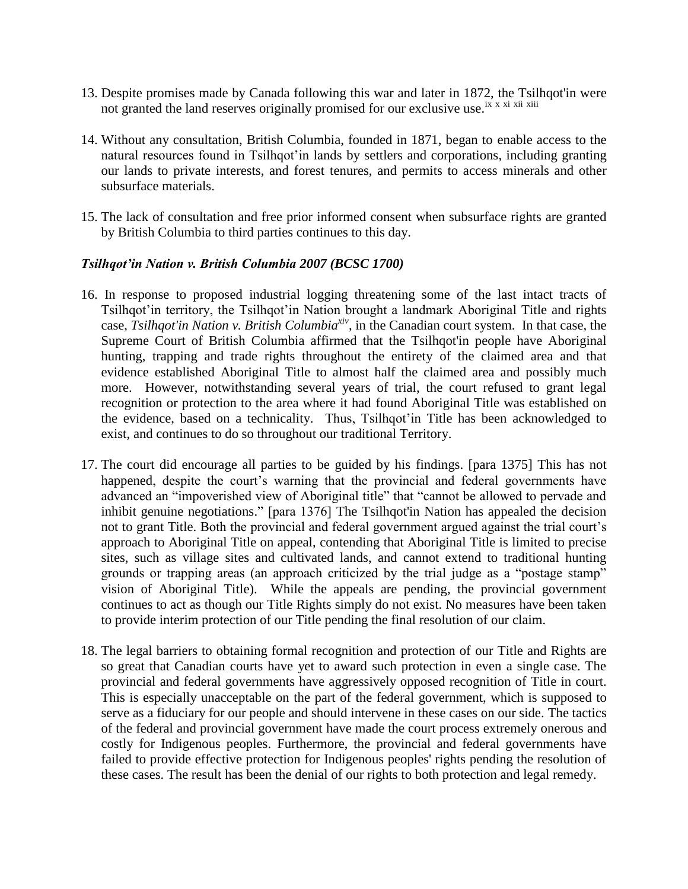13. Despite promises made by Canada following this war and later in 1872, the Tsilhqot'in were not granted the land reserves originally promised for our exclusive use.[ix x xi xii xiii]

14. Without any consultation, British Columbia, founded in 1871, began to enable access to the natural resources found in Tsilhqot'in lands by settlers and corporations, including granting our lands to private interests, and forest tenures, and permits to access minerals and other subsurface materials.

15. The lack of consultation and free prior informed consent when subsurface rights are granted by British Columbia to third parties continues to this day.

***Tsilhqot'in Nation v. British Columbia 2007 (BCSC 1700)***

16. In response to proposed industrial logging threatening some of the last intact tracts of Tsilhqot'in territory, the Tsilhqot'in Nation brought a landmark Aboriginal Title and rights case, *Tsilhqot'in Nation v. British Columbia*[xiv], in the Canadian court system. In that case, the Supreme Court of British Columbia affirmed that the Tsilhqot'in people have Aboriginal hunting, trapping and trade rights throughout the entirety of the claimed area and that evidence established Aboriginal Title to almost half the claimed area and possibly much more. However, notwithstanding several years of trial, the court refused to grant legal recognition or protection to the area where it had found Aboriginal Title was established on the evidence, based on a technicality. Thus, Tsilhqot'in Title has been acknowledged to exist, and continues to do so throughout our traditional Territory.

17. The court did encourage all parties to be guided by his findings. [para 1375] This has not happened, despite the court's warning that the provincial and federal governments have advanced an "impoverished view of Aboriginal title" that "cannot be allowed to pervade and inhibit genuine negotiations." [para 1376] The Tsilhqot'in Nation has appealed the decision not to grant Title. Both the provincial and federal government argued against the trial court's approach to Aboriginal Title on appeal, contending that Aboriginal Title is limited to precise sites, such as village sites and cultivated lands, and cannot extend to traditional hunting grounds or trapping areas (an approach criticized by the trial judge as a "postage stamp" vision of Aboriginal Title). While the appeals are pending, the provincial government continues to act as though our Title Rights simply do not exist. No measures have been taken to provide interim protection of our Title pending the final resolution of our claim.

18. The legal barriers to obtaining formal recognition and protection of our Title and Rights are so great that Canadian courts have yet to award such protection in even a single case. The provincial and federal governments have aggressively opposed recognition of Title in court. This is especially unacceptable on the part of the federal government, which is supposed to serve as a fiduciary for our people and should intervene in these cases on our side. The tactics of the federal and provincial government have made the court process extremely onerous and costly for Indigenous peoples. Furthermore, the provincial and federal governments have failed to provide effective protection for Indigenous peoples' rights pending the resolution of these cases. The result has been the denial of our rights to both protection and legal remedy.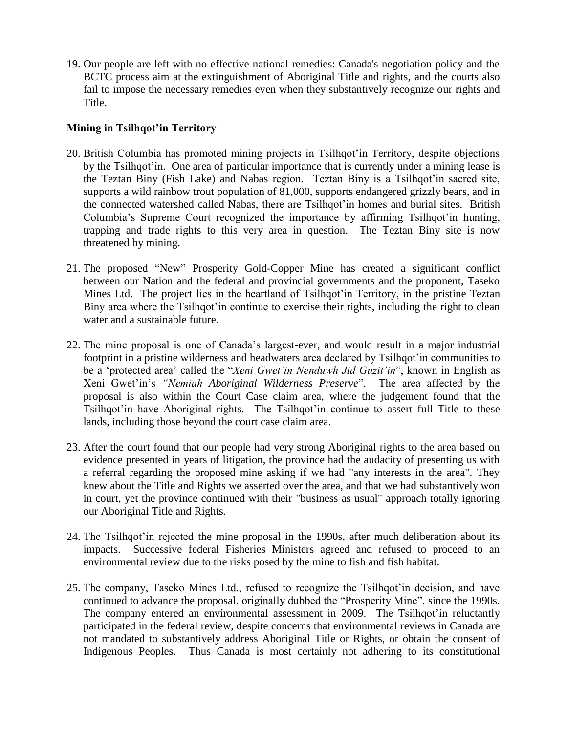19. Our people are left with no effective national remedies: Canada's negotiation policy and the BCTC process aim at the extinguishment of Aboriginal Title and rights, and the courts also fail to impose the necessary remedies even when they substantively recognize our rights and Title.

**Mining in Tsilhqot'in Territory**

20. British Columbia has promoted mining projects in Tsilhqot'in Territory, despite objections by the Tsilhqot'in. One area of particular importance that is currently under a mining lease is the Teztan Biny (Fish Lake) and Nabas region. Teztan Biny is a Tsilhqot'in sacred site, supports a wild rainbow trout population of 81,000, supports endangered grizzly bears, and in the connected watershed called Nabas, there are Tsilhqot'in homes and burial sites. British Columbia's Supreme Court recognized the importance by affirming Tsilhqot'in hunting, trapping and trade rights to this very area in question. The Teztan Biny site is now threatened by mining.

21. The proposed "New" Prosperity Gold-Copper Mine has created a significant conflict between our Nation and the federal and provincial governments and the proponent, Taseko Mines Ltd. The project lies in the heartland of Tsilhqot'in Territory, in the pristine Teztan Biny area where the Tsilhqot'in continue to exercise their rights, including the right to clean water and a sustainable future.

22. The mine proposal is one of Canada's largest-ever, and would result in a major industrial footprint in a pristine wilderness and headwaters area declared by Tsilhqot'in communities to be a 'protected area' called the "*Xeni Gwet'in Nenduwh Jid Guzit'in*", known in English as Xeni Gwet'in's *"Nemiah Aboriginal Wilderness Preserve*". The area affected by the proposal is also within the Court Case claim area, where the judgement found that the Tsilhqot'in have Aboriginal rights. The Tsilhqot'in continue to assert full Title to these lands, including those beyond the court case claim area.

23. After the court found that our people had very strong Aboriginal rights to the area based on evidence presented in years of litigation, the province had the audacity of presenting us with a referral regarding the proposed mine asking if we had "any interests in the area". They knew about the Title and Rights we asserted over the area, and that we had substantively won in court, yet the province continued with their "business as usual" approach totally ignoring our Aboriginal Title and Rights.

24. The Tsilhqot'in rejected the mine proposal in the 1990s, after much deliberation about its impacts. Successive federal Fisheries Ministers agreed and refused to proceed to an environmental review due to the risks posed by the mine to fish and fish habitat.

25. The company, Taseko Mines Ltd., refused to recognize the Tsilhqot'in decision, and have continued to advance the proposal, originally dubbed the "Prosperity Mine", since the 1990s. The company entered an environmental assessment in 2009. The Tsilhqot'in reluctantly participated in the federal review, despite concerns that environmental reviews in Canada are not mandated to substantively address Aboriginal Title or Rights, or obtain the consent of Indigenous Peoples. Thus Canada is most certainly not adhering to its constitutional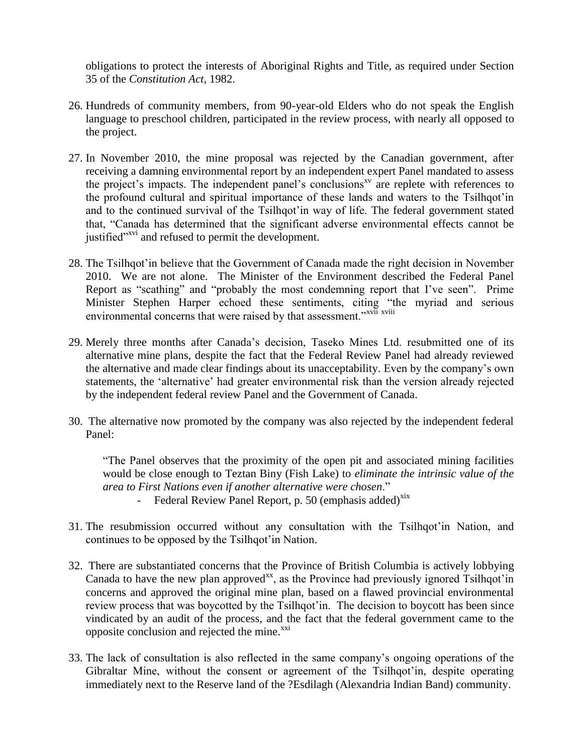obligations to protect the interests of Aboriginal Rights and Title, as required under Section 35 of the *Constitution Act*, 1982.

26. Hundreds of community members, from 90-year-old Elders who do not speak the English language to preschool children, participated in the review process, with nearly all opposed to the project.

27. In November 2010, the mine proposal was rejected by the Canadian government, after receiving a damning environmental report by an independent expert Panel mandated to assess the project's impacts. The independent panel's conclusions[xv] are replete with references to the profound cultural and spiritual importance of these lands and waters to the Tsilhqot'in and to the continued survival of the Tsilhqot'in way of life. The federal government stated that, "Canada has determined that the significant adverse environmental effects cannot be justified"[xvi] and refused to permit the development.

28. The Tsilhqot'in believe that the Government of Canada made the right decision in November 2010. We are not alone. The Minister of the Environment described the Federal Panel Report as "scathing" and "probably the most condemning report that I've seen". Prime Minister Stephen Harper echoed these sentiments, citing "the myriad and serious environmental concerns that were raised by that assessment."[xvii] [xviii]

29. Merely three months after Canada's decision, Taseko Mines Ltd. resubmitted one of its alternative mine plans, despite the fact that the Federal Review Panel had already reviewed the alternative and made clear findings about its unacceptability. Even by the company's own statements, the 'alternative' had greater environmental risk than the version already rejected by the independent federal review Panel and the Government of Canada.

30. The alternative now promoted by the company was also rejected by the independent federal Panel:

    "The Panel observes that the proximity of the open pit and associated mining facilities would be close enough to Teztan Biny (Fish Lake) to *eliminate the intrinsic value of the area to First Nations even if another alternative were chosen*."

    - Federal Review Panel Report, p. 50 (emphasis added)[xix]

31. The resubmission occurred without any consultation with the Tsilhqot'in Nation, and continues to be opposed by the Tsilhqot'in Nation.

32. There are substantiated concerns that the Province of British Columbia is actively lobbying Canada to have the new plan approved[xx], as the Province had previously ignored Tsilhqot'in concerns and approved the original mine plan, based on a flawed provincial environmental review process that was boycotted by the Tsilhqot'in. The decision to boycott has been since vindicated by an audit of the process, and the fact that the federal government came to the opposite conclusion and rejected the mine.[xxi]

33. The lack of consultation is also reflected in the same company's ongoing operations of the Gibraltar Mine, without the consent or agreement of the Tsilhqot'in, despite operating immediately next to the Reserve land of the ?Esdilagh (Alexandria Indian Band) community.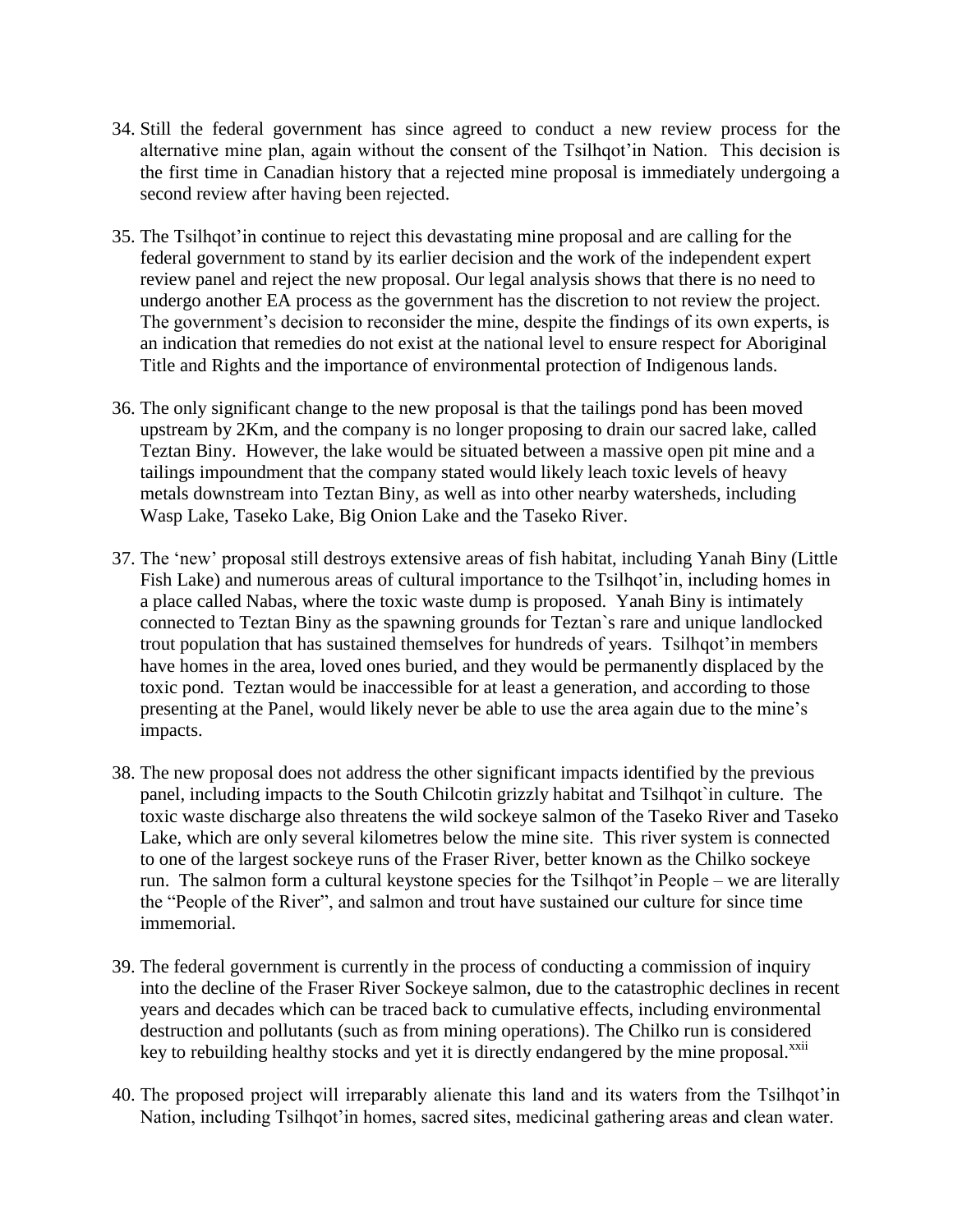34. Still the federal government has since agreed to conduct a new review process for the alternative mine plan, again without the consent of the Tsilhqot'in Nation. This decision is the first time in Canadian history that a rejected mine proposal is immediately undergoing a second review after having been rejected.

35. The Tsilhqot'in continue to reject this devastating mine proposal and are calling for the federal government to stand by its earlier decision and the work of the independent expert review panel and reject the new proposal. Our legal analysis shows that there is no need to undergo another EA process as the government has the discretion to not review the project. The government's decision to reconsider the mine, despite the findings of its own experts, is an indication that remedies do not exist at the national level to ensure respect for Aboriginal Title and Rights and the importance of environmental protection of Indigenous lands.

36. The only significant change to the new proposal is that the tailings pond has been moved upstream by 2Km, and the company is no longer proposing to drain our sacred lake, called Teztan Biny. However, the lake would be situated between a massive open pit mine and a tailings impoundment that the company stated would likely leach toxic levels of heavy metals downstream into Teztan Biny, as well as into other nearby watersheds, including Wasp Lake, Taseko Lake, Big Onion Lake and the Taseko River.

37. The 'new' proposal still destroys extensive areas of fish habitat, including Yanah Biny (Little Fish Lake) and numerous areas of cultural importance to the Tsilhqot'in, including homes in a place called Nabas, where the toxic waste dump is proposed. Yanah Biny is intimately connected to Teztan Biny as the spawning grounds for Teztan`s rare and unique landlocked trout population that has sustained themselves for hundreds of years. Tsilhqot'in members have homes in the area, loved ones buried, and they would be permanently displaced by the toxic pond. Teztan would be inaccessible for at least a generation, and according to those presenting at the Panel, would likely never be able to use the area again due to the mine's impacts.

38. The new proposal does not address the other significant impacts identified by the previous panel, including impacts to the South Chilcotin grizzly habitat and Tsilhqot`in culture. The toxic waste discharge also threatens the wild sockeye salmon of the Taseko River and Taseko Lake, which are only several kilometres below the mine site. This river system is connected to one of the largest sockeye runs of the Fraser River, better known as the Chilko sockeye run. The salmon form a cultural keystone species for the Tsilhqot'in People – we are literally the "People of the River", and salmon and trout have sustained our culture for since time immemorial.

39. The federal government is currently in the process of conducting a commission of inquiry into the decline of the Fraser River Sockeye salmon, due to the catastrophic declines in recent years and decades which can be traced back to cumulative effects, including environmental destruction and pollutants (such as from mining operations). The Chilko run is considered key to rebuilding healthy stocks and yet it is directly endangered by the mine proposal.[xxii]

40. The proposed project will irreparably alienate this land and its waters from the Tsilhqot'in Nation, including Tsilhqot'in homes, sacred sites, medicinal gathering areas and clean water.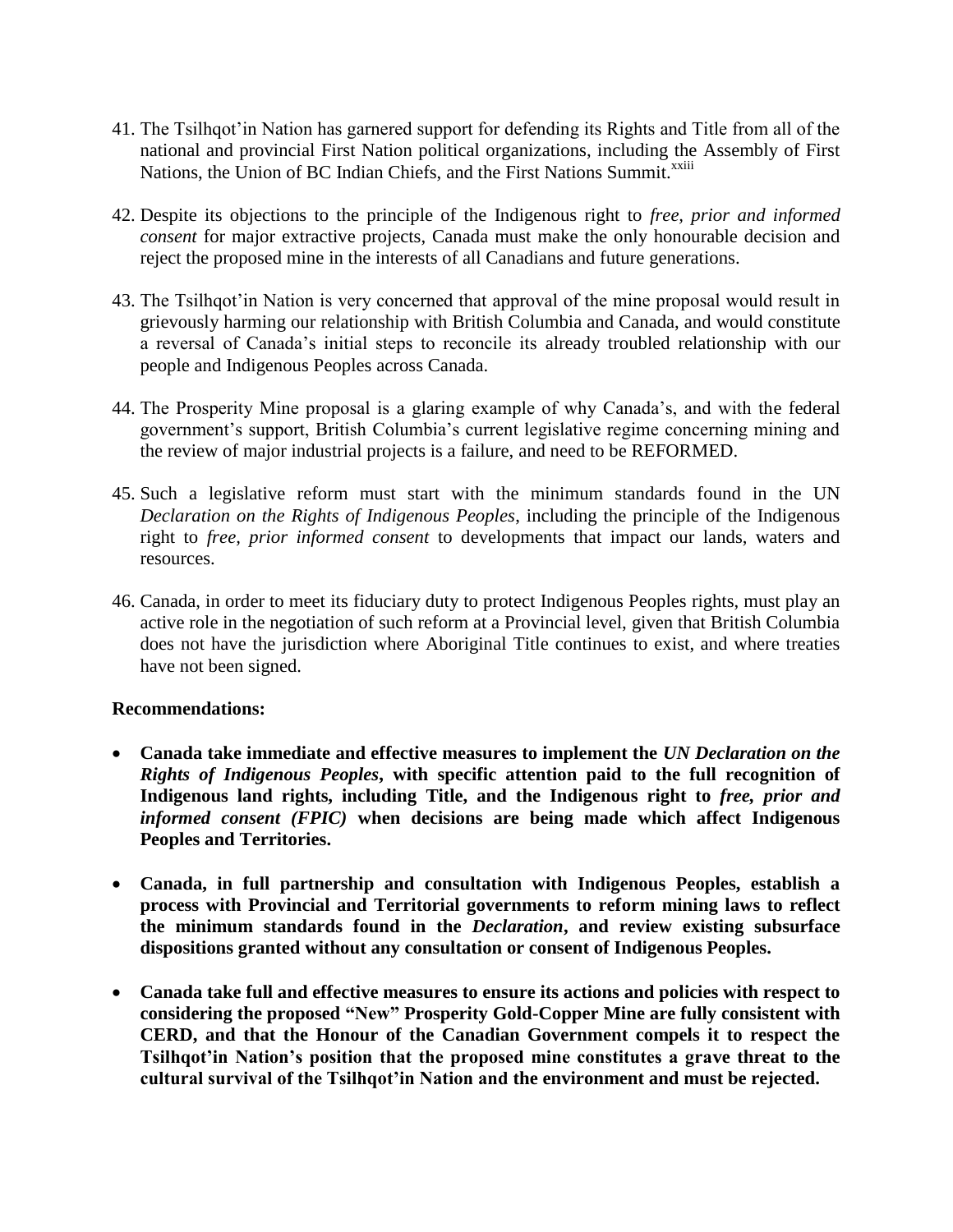41. The Tsilhqot'in Nation has garnered support for defending its Rights and Title from all of the national and provincial First Nation political organizations, including the Assembly of First Nations, the Union of BC Indian Chiefs, and the First Nations Summit.[xxiii]

42. Despite its objections to the principle of the Indigenous right to *free, prior and informed consent* for major extractive projects, Canada must make the only honourable decision and reject the proposed mine in the interests of all Canadians and future generations.

43. The Tsilhqot'in Nation is very concerned that approval of the mine proposal would result in grievously harming our relationship with British Columbia and Canada, and would constitute a reversal of Canada's initial steps to reconcile its already troubled relationship with our people and Indigenous Peoples across Canada.

44. The Prosperity Mine proposal is a glaring example of why Canada's, and with the federal government's support, British Columbia's current legislative regime concerning mining and the review of major industrial projects is a failure, and need to be REFORMED.

45. Such a legislative reform must start with the minimum standards found in the UN *Declaration on the Rights of Indigenous Peoples*, including the principle of the Indigenous right to *free, prior informed consent* to developments that impact our lands, waters and resources.

46. Canada, in order to meet its fiduciary duty to protect Indigenous Peoples rights, must play an active role in the negotiation of such reform at a Provincial level, given that British Columbia does not have the jurisdiction where Aboriginal Title continues to exist, and where treaties have not been signed.

**Recommendations:**

- **Canada take immediate and effective measures to implement the *UN Declaration on the Rights of Indigenous Peoples*, with specific attention paid to the full recognition of Indigenous land rights, including Title, and the Indigenous right to *free, prior and informed consent (FPIC)* when decisions are being made which affect Indigenous Peoples and Territories.**

- **Canada, in full partnership and consultation with Indigenous Peoples, establish a process with Provincial and Territorial governments to reform mining laws to reflect the minimum standards found in the *Declaration*, and review existing subsurface dispositions granted without any consultation or consent of Indigenous Peoples.**

- **Canada take full and effective measures to ensure its actions and policies with respect to considering the proposed "New" Prosperity Gold-Copper Mine are fully consistent with CERD, and that the Honour of the Canadian Government compels it to respect the Tsilhqot'in Nation's position that the proposed mine constitutes a grave threat to the cultural survival of the Tsilhqot'in Nation and the environment and must be rejected.**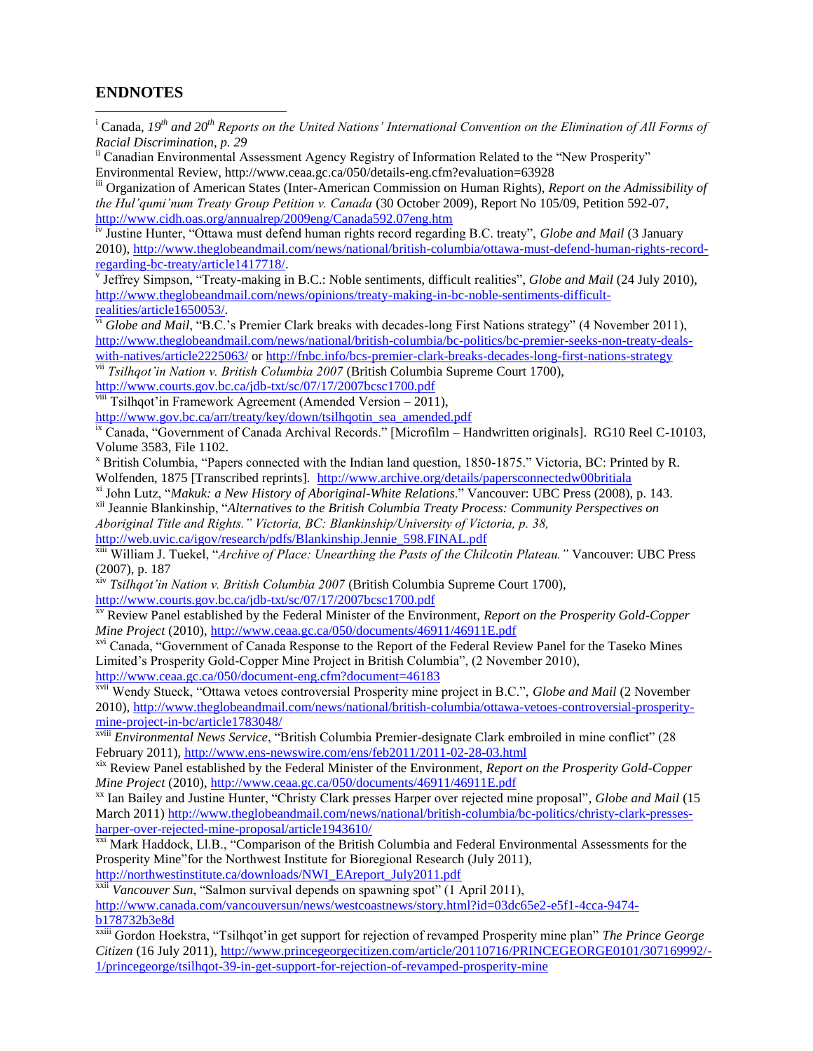## ENDNOTES

[i] Canada, *19th and 20th Reports on the United Nations' International Convention on the Elimination of All Forms of Racial Discrimination, p. 29*

[ii] Canadian Environmental Assessment Agency Registry of Information Related to the "New Prosperity" Environmental Review, http://www.ceaa.gc.ca/050/details-eng.cfm?evaluation=63928

[iii] Organization of American States (Inter-American Commission on Human Rights), *Report on the Admissibility of the Hul'qumi'num Treaty Group Petition v. Canada* (30 October 2009), Report No 105/09, Petition 592-07, http://www.cidh.oas.org/annualrep/2009eng/Canada592.07eng.htm

[iv] Justine Hunter, "Ottawa must defend human rights record regarding B.C. treaty", *Globe and Mail* (3 January 2010), http://www.theglobeandmail.com/news/national/british-columbia/ottawa-must-defend-human-rights-record-regarding-bc-treaty/article1417718/.

[v] Jeffrey Simpson, "Treaty-making in B.C.: Noble sentiments, difficult realities", *Globe and Mail* (24 July 2010), http://www.theglobeandmail.com/news/opinions/treaty-making-in-bc-noble-sentiments-difficult-realities/article1650053/.

[vi] *Globe and Mail*, "B.C.'s Premier Clark breaks with decades-long First Nations strategy" (4 November 2011), http://www.theglobeandmail.com/news/national/british-columbia/bc-politics/bc-premier-seeks-non-treaty-deals-with-natives/article2225063/ or http://fnbc.info/bcs-premier-clark-breaks-decades-long-first-nations-strategy

[vii] *Tsilhqot'in Nation v. British Columbia 2007* (British Columbia Supreme Court 1700), http://www.courts.gov.bc.ca/jdb-txt/sc/07/17/2007bcsc1700.pdf

[viii] Tsilhqot'in Framework Agreement (Amended Version – 2011), http://www.gov.bc.ca/arr/treaty/key/down/tsilhqotin_sea_amended.pdf

[ix] Canada, "Government of Canada Archival Records." [Microfilm – Handwritten originals]. RG10 Reel C-10103, Volume 3583, File 1102.

[x] British Columbia, "Papers connected with the Indian land question, 1850-1875." Victoria, BC: Printed by R. Wolfenden, 1875 [Transcribed reprints]. http://www.archive.org/details/papersconnectedw00britiala

[xi] John Lutz, "*Makuk: a New History of Aboriginal-White Relations*." Vancouver: UBC Press (2008), p. 143.

[xii] Jeannie Blankinship, "*Alternatives to the British Columbia Treaty Process: Community Perspectives on Aboriginal Title and Rights." Victoria, BC: Blankinship/University of Victoria, p. 38,* http://web.uvic.ca/igov/research/pdfs/Blankinship.Jennie_598.FINAL.pdf

[xiii] William J. Tuekel, "*Archive of Place: Unearthing the Pasts of the Chilcotin Plateau.*" Vancouver: UBC Press (2007), p. 187

[xiv] *Tsilhqot'in Nation v. British Columbia 2007* (British Columbia Supreme Court 1700), http://www.courts.gov.bc.ca/jdb-txt/sc/07/17/2007bcsc1700.pdf

[xv] Review Panel established by the Federal Minister of the Environment, *Report on the Prosperity Gold-Copper Mine Project* (2010), http://www.ceaa.gc.ca/050/documents/46911/46911E.pdf

[xvi] Canada, "Government of Canada Response to the Report of the Federal Review Panel for the Taseko Mines Limited's Prosperity Gold-Copper Mine Project in British Columbia", (2 November 2010), http://www.ceaa.gc.ca/050/document-eng.cfm?document=46183

[xvii] Wendy Stueck, "Ottawa vetoes controversial Prosperity mine project in B.C.", *Globe and Mail* (2 November 2010), http://www.theglobeandmail.com/news/national/british-columbia/ottawa-vetoes-controversial-prosperity-mine-project-in-bc/article1783048/

[xviii] *Environmental News Service*, "British Columbia Premier-designate Clark embroiled in mine conflict" (28 February 2011), http://www.ens-newswire.com/ens/feb2011/2011-02-28-03.html

[xix] Review Panel established by the Federal Minister of the Environment, *Report on the Prosperity Gold-Copper Mine Project* (2010), http://www.ceaa.gc.ca/050/documents/46911/46911E.pdf

[xx] Ian Bailey and Justine Hunter, "Christy Clark presses Harper over rejected mine proposal", *Globe and Mail* (15 March 2011) http://www.theglobeandmail.com/news/national/british-columbia/bc-politics/christy-clark-presses-harper-over-rejected-mine-proposal/article1943610/

[xxi] Mark Haddock, Ll.B., "Comparison of the British Columbia and Federal Environmental Assessments for the Prosperity Mine"for the Northwest Institute for Bioregional Research (July 2011), http://northwestinstitute.ca/downloads/NWI_EAreport_July2011.pdf

[xxii] *Vancouver Sun*, "Salmon survival depends on spawning spot" (1 April 2011), http://www.canada.com/vancouversun/news/westcoastnews/story.html?id=03dc65e2-e5f1-4cca-9474-b178732b3e8d

[xxiii] Gordon Hoekstra, "Tsilhqot'in get support for rejection of revamped Prosperity mine plan" *The Prince George Citizen* (16 July 2011), http://www.princegeorgecitizen.com/article/20110716/PRINCEGEORGE0101/307169992/-1/princegeorge/tsilhqot-39-in-get-support-for-rejection-of-revamped-prosperity-mine